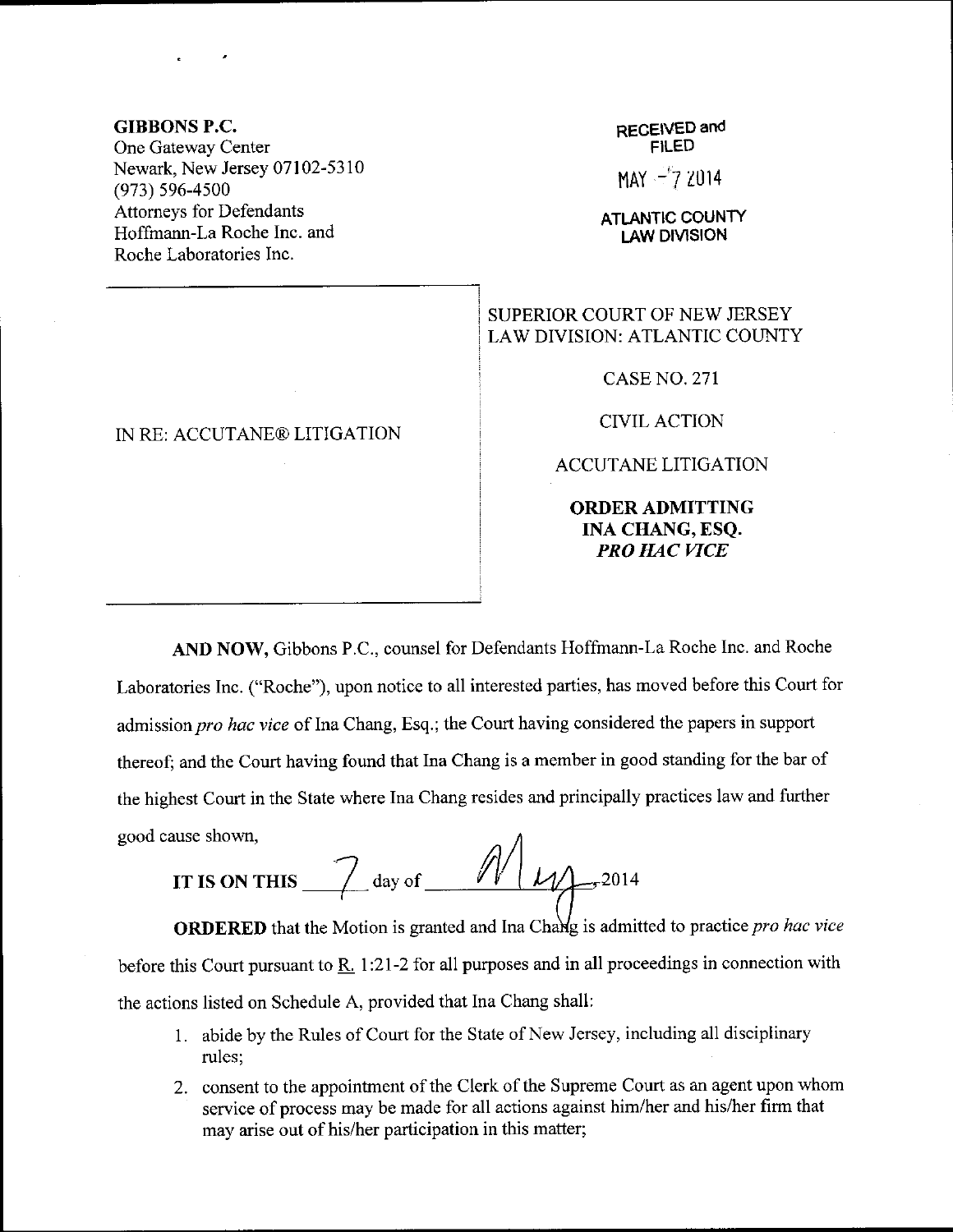**GIBBONS P.C.**
One Gateway Center
Newark, New Jersey 07102-5310
(973) 596-4500
Attorneys for Defendants
Hoffmann-La Roche Inc. and
Roche Laboratories Inc.

RECEIVED and
FILED
MAY - 7 2014
ATLANTIC COUNTY
LAW DIVISION

IN RE: ACCUTANE® LITIGATION

SUPERIOR COURT OF NEW JERSEY
LAW DIVISION: ATLANTIC COUNTY

CASE NO. 271

CIVIL ACTION

ACCUTANE LITIGATION

**ORDER ADMITTING**
**INA CHANG, ESQ.**
***PRO HAC VICE***

**AND NOW,** Gibbons P.C., counsel for Defendants Hoffmann-La Roche Inc. and Roche Laboratories Inc. ("Roche"), upon notice to all interested parties, has moved before this Court for admission *pro hac vice* of Ina Chang, Esq.; the Court having considered the papers in support thereof; and the Court having found that Ina Chang is a member in good standing for the bar of the highest Court in the State where Ina Chang resides and principally practices law and further good cause shown,

**IT IS ON THIS** 7 day of May 2014

**ORDERED** that the Motion is granted and Ina Chang is admitted to practice *pro hac vice* before this Court pursuant to R. 1:21-2 for all purposes and in all proceedings in connection with the actions listed on Schedule A, provided that Ina Chang shall:

1. abide by the Rules of Court for the State of New Jersey, including all disciplinary rules;
2. consent to the appointment of the Clerk of the Supreme Court as an agent upon whom service of process may be made for all actions against him/her and his/her firm that may arise out of his/her participation in this matter;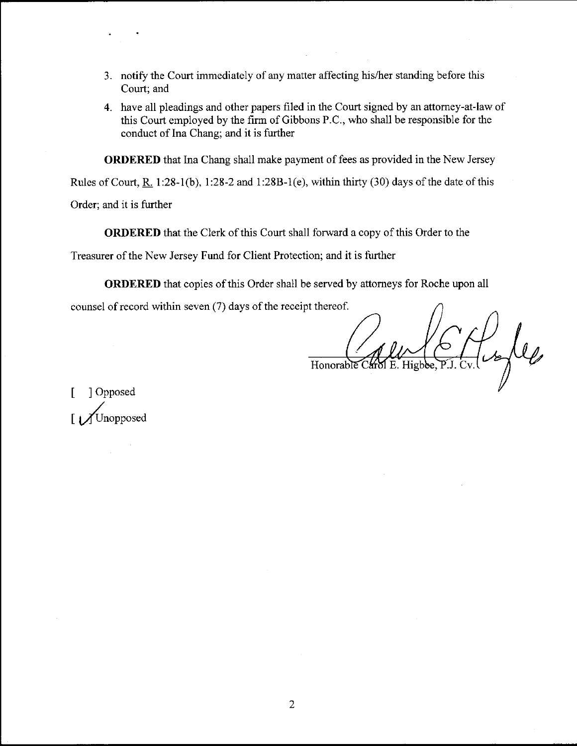3. notify the Court immediately of any matter affecting his/her standing before this Court; and
4. have all pleadings and other papers filed in the Court signed by an attorney-at-law of this Court employed by the firm of Gibbons P.C., who shall be responsible for the conduct of Ina Chang; and it is further

**ORDERED** that Ina Chang shall make payment of fees as provided in the New Jersey Rules of Court, R. 1:28-1(b), 1:28-2 and 1:28B-1(e), within thirty (30) days of the date of this Order; and it is further

**ORDERED** that the Clerk of this Court shall forward a copy of this Order to the Treasurer of the New Jersey Fund for Client Protection; and it is further

**ORDERED** that copies of this Order shall be served by attorneys for Roche upon all counsel of record within seven (7) days of the receipt thereof.

Honorable Carol E. Higbee, P.J. Cv.

[ ] Opposed

[✓] Unopposed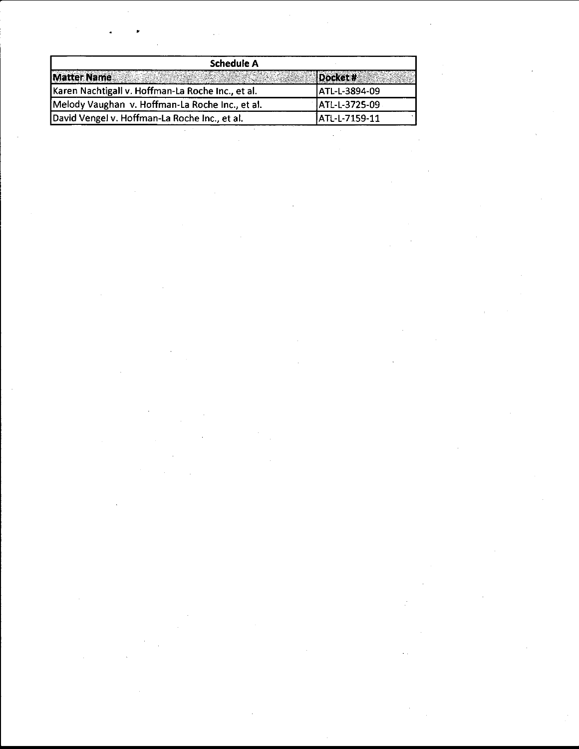| Schedule A | |
|---|---|
| **Matter Name** | **Docket #** |
| Karen Nachtigall v. Hoffman-La Roche Inc., et al. | ATL-L-3894-09 |
| Melody Vaughan v. Hoffman-La Roche Inc., et al. | ATL-L-3725-09 |
| David Vengel v. Hoffman-La Roche Inc., et al. | ATL-L-7159-11 |